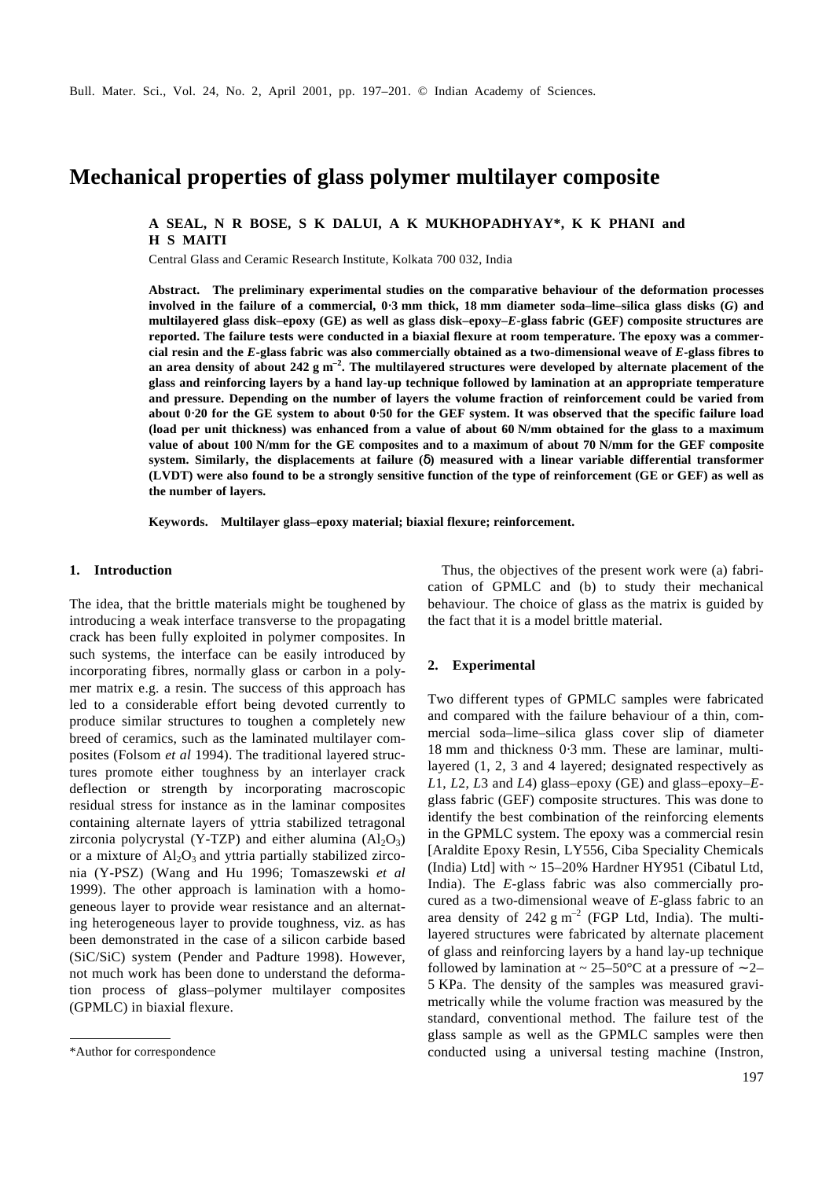# Mechanical properties of glass polymer multilayer composite

**A SEAL, N R BOSE, S K DALUI, A K MUKHOPADHYAY*, K K PHANI and H S MAITI**

Central Glass and Ceramic Research Institute, Kolkata 700 032, India

**Abstract.** **The preliminary experimental studies on the comparative behaviour of the deformation processes involved in the failure of a commercial, 0·3 mm thick, 18 mm diameter soda–lime–silica glass disks (*G*) and multilayered glass disk–epoxy (GE) as well as glass disk–epoxy–*E*-glass fabric (GEF) composite structures are reported. The failure tests were conducted in a biaxial flexure at room temperature. The epoxy was a commercial resin and the *E*-glass fabric was also commercially obtained as a two-dimensional weave of *E*-glass fibres to an area density of about 242 g $m^{-2}$. The multilayered structures were developed by alternate placement of the glass and reinforcing layers by a hand lay-up technique followed by lamination at an appropriate temperature and pressure. Depending on the number of layers the volume fraction of reinforcement could be varied from about 0·20 for the GE system to about 0·50 for the GEF system. It was observed that the specific failure load (load per unit thickness) was enhanced from a value of about 60 N/mm obtained for the glass to a maximum value of about 100 N/mm for the GE composites and to a maximum of about 70 N/mm for the GEF composite system. Similarly, the displacements at failure ($\delta$) measured with a linear variable differential transformer (LVDT) were also found to be a strongly sensitive function of the type of reinforcement (GE or GEF) as well as the number of layers.**

**Keywords.** **Multilayer glass–epoxy material; biaxial flexure; reinforcement.**

## 1. Introduction

The idea, that the brittle materials might be toughened by introducing a weak interface transverse to the propagating crack has been fully exploited in polymer composites. In such systems, the interface can be easily introduced by incorporating fibres, normally glass or carbon in a polymer matrix e.g. a resin. The success of this approach has led to a considerable effort being devoted currently to produce similar structures to toughen a completely new breed of ceramics, such as the laminated multilayer composites (Folsom *et al* 1994). The traditional layered structures promote either toughness by an interlayer crack deflection or strength by incorporating macroscopic residual stress for instance as in the laminar composites containing alternate layers of yttria stabilized tetragonal zirconia polycrystal (Y-TZP) and either alumina ($Al_2O_3$) or a mixture of $Al_2O_3$ and yttria partially stabilized zirconia (Y-PSZ) (Wang and Hu 1996; Tomaszewski *et al* 1999). The other approach is lamination with a homogeneous layer to provide wear resistance and an alternating heterogeneous layer to provide toughness, viz. as has been demonstrated in the case of a silicon carbide based (SiC/SiC) system (Pender and Padture 1998). However, not much work has been done to understand the deformation process of glass–polymer multilayer composites (GPMLC) in biaxial flexure.

Thus, the objectives of the present work were (a) fabrication of GPMLC and (b) to study their mechanical behaviour. The choice of glass as the matrix is guided by the fact that it is a model brittle material.

## 2. Experimental

Two different types of GPMLC samples were fabricated and compared with the failure behaviour of a thin, commercial soda–lime–silica glass cover slip of diameter 18 mm and thickness 0·3 mm. These are laminar, multilayered (1, 2, 3 and 4 layered; designated respectively as *L*1, *L*2, *L*3 and *L*4) glass–epoxy (GE) and glass–epoxy–*E*-glass fabric (GEF) composite structures. This was done to identify the best combination of the reinforcing elements in the GPMLC system. The epoxy was a commercial resin [Araldite Epoxy Resin, LY556, Ciba Speciality Chemicals (India) Ltd] with ~ 15–20% Hardner HY951 (Cibatul Ltd, India). The *E*-glass fabric was also commercially procured as a two-dimensional weave of *E*-glass fabric to an area density of 242 g $m^{-2}$ (FGP Ltd, India). The multilayered structures were fabricated by alternate placement of glass and reinforcing layers by a hand lay-up technique followed by lamination at ~ 25–50°C at a pressure of ∼2–5 KPa. The density of the samples was measured gravimetrically while the volume fraction was measured by the standard, conventional method. The failure test of the glass sample as well as the GPMLC samples were then conducted using a universal testing machine (Instron,

*Author for correspondence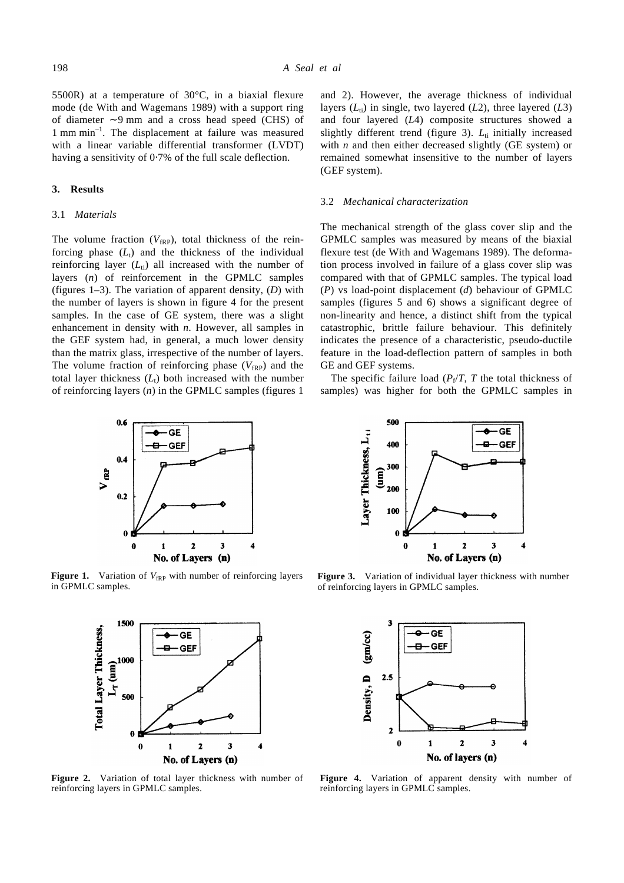5500R) at a temperature of 30°C, in a biaxial flexure mode (de With and Wagemans 1989) with a support ring of diameter ~9 mm and a cross head speed (CHS) of 1 mm $min^{-1}$. The displacement at failure was measured with a linear variable differential transformer (LVDT) having a sensitivity of 0·7% of the full scale deflection.

## 3. Results

### 3.1 *Materials*

The volume fraction ($V_{fRP}$), total thickness of the reinforcing phase ($L_t$) and the thickness of the individual reinforcing layer ($L_{ti}$) all increased with the number of layers ($n$) of reinforcement in the GPMLC samples (figures 1–3). The variation of apparent density, ($D$) with the number of layers is shown in figure 4 for the present samples. In the case of GE system, there was a slight enhancement in density with $n$. However, all samples in the GEF system had, in general, a much lower density than the matrix glass, irrespective of the number of layers. The volume fraction of reinforcing phase ($V_{fRP}$) and the total layer thickness ($L_t$) both increased with the number of reinforcing layers ($n$) in the GPMLC samples (figures 1 and 2). However, the average thickness of individual layers ($L_{ti}$) in single, two layered ($L2$), three layered ($L3$) and four layered ($L4$) composite structures showed a slightly different trend (figure 3). $L_{ti}$ initially increased with $n$ and then either decreased slightly (GE system) or remained somewhat insensitive to the number of layers (GEF system).

**Figure 1.** Variation of $V_{fRP}$ with number of reinforcing layers in GPMLC samples.

**Figure 2.** Variation of total layer thickness with number of reinforcing layers in GPMLC samples.

### 3.2 *Mechanical characterization*

The mechanical strength of the glass cover slip and the GPMLC samples was measured by means of the biaxial flexure test (de With and Wagemans 1989). The deformation process involved in failure of a glass cover slip was compared with that of GPMLC samples. The typical load ($P$) vs load-point displacement ($d$) behaviour of GPMLC samples (figures 5 and 6) shows a significant degree of non-linearity and hence, a distinct shift from the typical catastrophic, brittle failure behaviour. This definitely indicates the presence of a characteristic, pseudo-ductile feature in the load-deflection pattern of samples in both GE and GEF systems.

The specific failure load ($P_f/T$, $T$ the total thickness of samples) was higher for both the GPMLC samples in

**Figure 3.** Variation of individual layer thickness with number of reinforcing layers in GPMLC samples.

**Figure 4.** Variation of apparent density with number of reinforcing layers in GPMLC samples.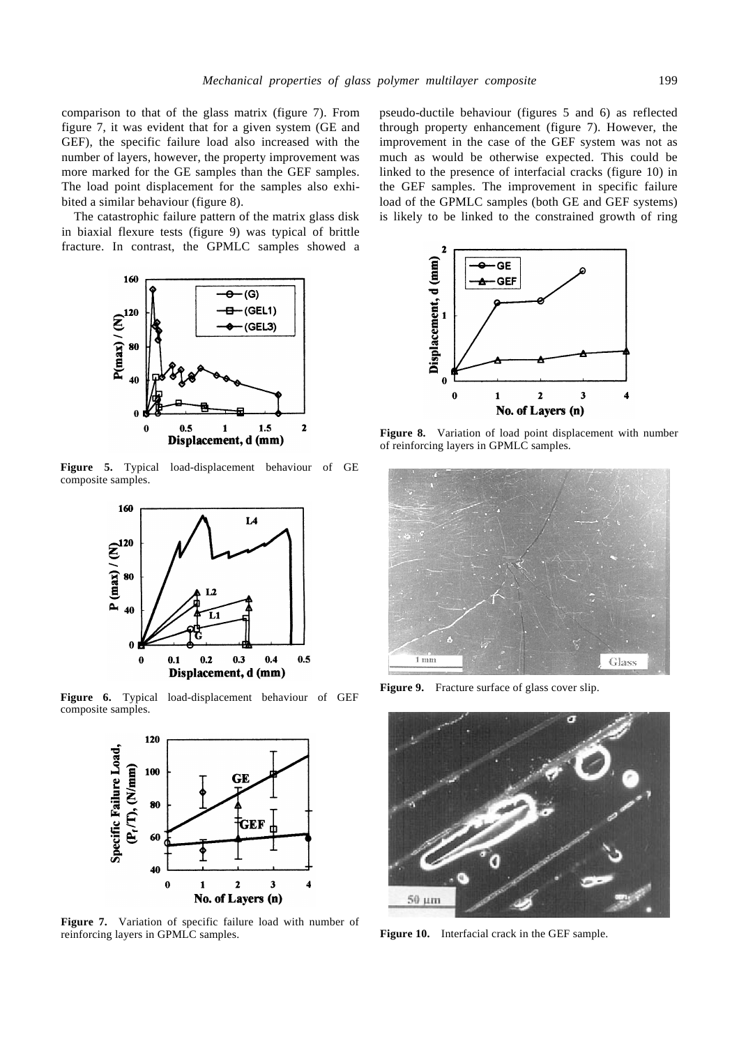comparison to that of the glass matrix (figure 7). From figure 7, it was evident that for a given system (GE and GEF), the specific failure load also increased with the number of layers, however, the property improvement was more marked for the GE samples than the GEF samples. The load point displacement for the samples also exhibited a similar behaviour (figure 8).

The catastrophic failure pattern of the matrix glass disk in biaxial flexure tests (figure 9) was typical of brittle fracture. In contrast, the GPMLC samples showed a pseudo-ductile behaviour (figures 5 and 6) as reflected through property enhancement (figure 7). However, the improvement in the case of the GEF system was not as much as would be otherwise expected. This could be linked to the presence of interfacial cracks (figure 10) in the GEF samples. The improvement in specific failure load of the GPMLC samples (both GE and GEF systems) is likely to be linked to the constrained growth of ring

**Figure 5.** Typical load-displacement behaviour of GE composite samples.

**Figure 6.** Typical load-displacement behaviour of GEF composite samples.

**Figure 7.** Variation of specific failure load with number of reinforcing layers in GPMLC samples.

**Figure 8.** Variation of load point displacement with number of reinforcing layers in GPMLC samples.

**Figure 9.** Fracture surface of glass cover slip.

**Figure 10.** Interfacial crack in the GEF sample.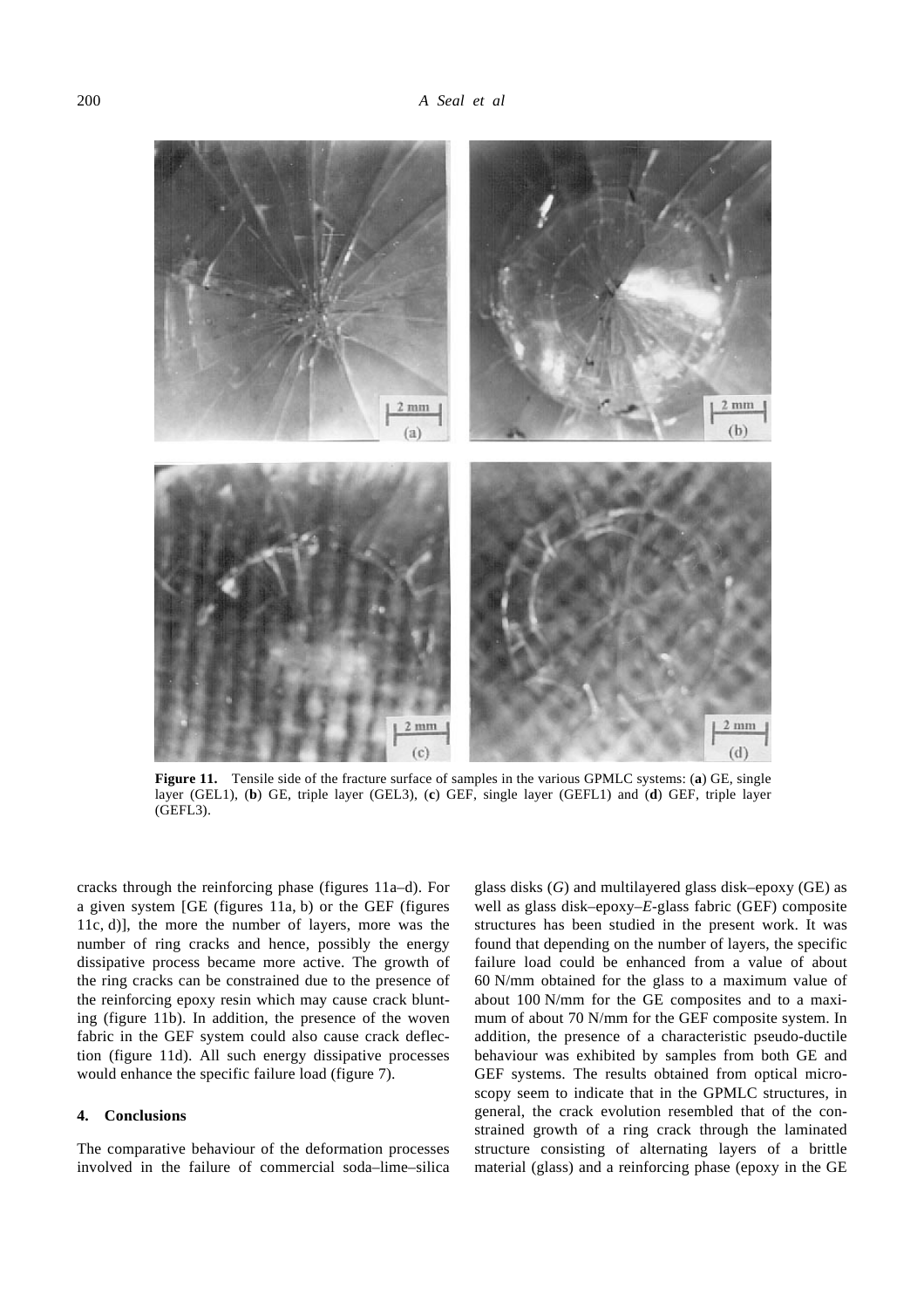**Figure 11.** Tensile side of the fracture surface of samples in the various GPMLC systems: (**a**) GE, single layer (GEL1), (**b**) GE, triple layer (GEL3), (**c**) GEF, single layer (GEFL1) and (**d**) GEF, triple layer (GEFL3).

cracks through the reinforcing phase (figures 11a–d). For a given system [GE (figures 11a, b) or the GEF (figures 11c, d)], the more the number of layers, more was the number of ring cracks and hence, possibly the energy dissipative process became more active. The growth of the ring cracks can be constrained due to the presence of the reinforcing epoxy resin which may cause crack blunting (figure 11b). In addition, the presence of the woven fabric in the GEF system could also cause crack deflection (figure 11d). All such energy dissipative processes would enhance the specific failure load (figure 7).

## 4. Conclusions

The comparative behaviour of the deformation processes involved in the failure of commercial soda–lime–silica glass disks ($G$) and multilayered glass disk–epoxy (GE) as well as glass disk–epoxy–$E$-glass fabric (GEF) composite structures has been studied in the present work. It was found that depending on the number of layers, the specific failure load could be enhanced from a value of about 60 N/mm obtained for the glass to a maximum value of about 100 N/mm for the GE composites and to a maximum of about 70 N/mm for the GEF composite system. In addition, the presence of a characteristic pseudo-ductile behaviour was exhibited by samples from both GE and GEF systems. The results obtained from optical microscopy seem to indicate that in the GPMLC structures, in general, the crack evolution resembled that of the constrained growth of a ring crack through the laminated structure consisting of alternating layers of a brittle material (glass) and a reinforcing phase (epoxy in the GE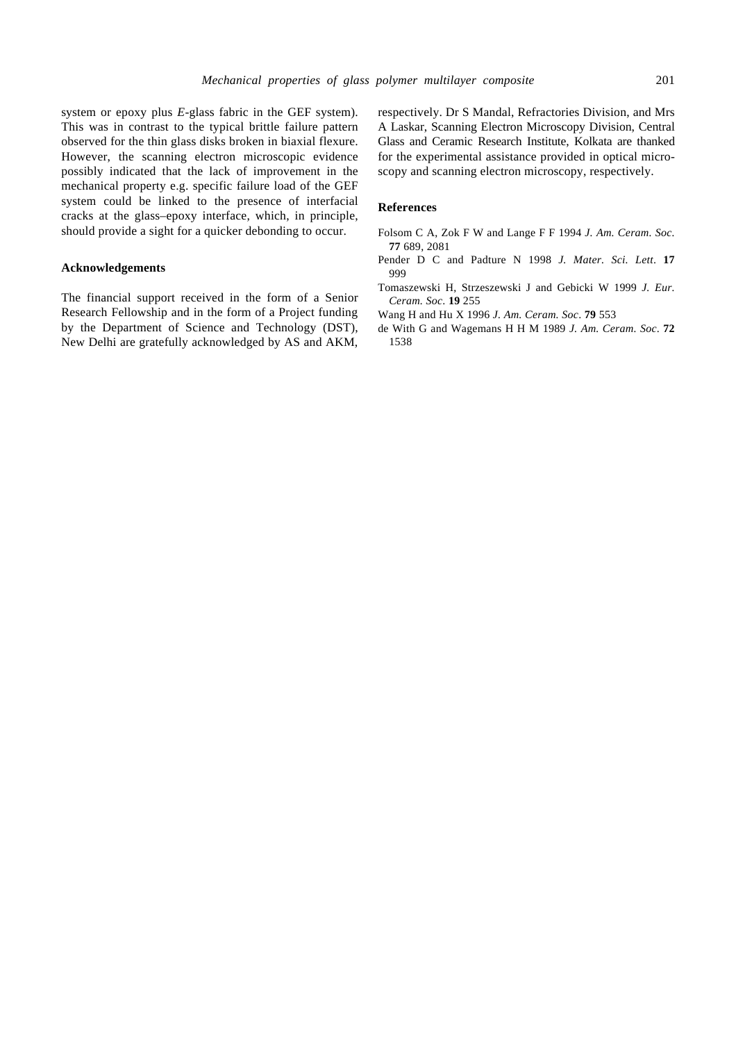system or epoxy plus *E*-glass fabric in the GEF system). This was in contrast to the typical brittle failure pattern observed for the thin glass disks broken in biaxial flexure. However, the scanning electron microscopic evidence possibly indicated that the lack of improvement in the mechanical property e.g. specific failure load of the GEF system could be linked to the presence of interfacial cracks at the glass–epoxy interface, which, in principle, should provide a sight for a quicker debonding to occur.

## Acknowledgements

The financial support received in the form of a Senior Research Fellowship and in the form of a Project funding by the Department of Science and Technology (DST), New Delhi are gratefully acknowledged by AS and AKM, respectively. Dr S Mandal, Refractories Division, and Mrs A Laskar, Scanning Electron Microscopy Division, Central Glass and Ceramic Research Institute, Kolkata are thanked for the experimental assistance provided in optical microscopy and scanning electron microscopy, respectively.

## References

Folsom C A, Zok F W and Lange F F 1994 *J. Am. Ceram. Soc*. **77** 689, 2081

Pender D C and Padture N 1998 *J. Mater. Sci. Lett*. **17** 999

Tomaszewski H, Strzeszewski J and Gebicki W 1999 *J. Eur. Ceram. Soc*. **19** 255

Wang H and Hu X 1996 *J. Am. Ceram. Soc*. **79** 553

de With G and Wagemans H H M 1989 *J. Am. Ceram. Soc*. **72** 1538